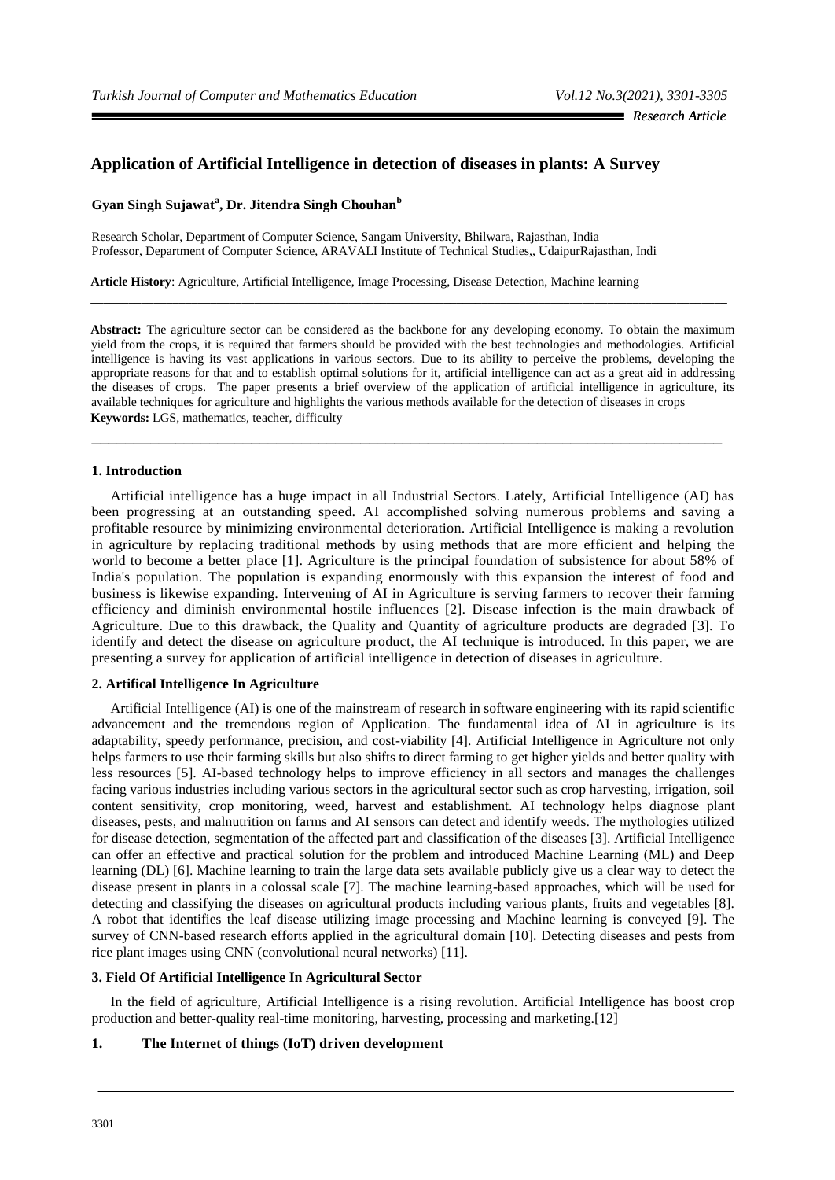*Research Article*

# Application of Artificial Intelligence in detection of diseases in plants: A Survey

**Gyan Singh Sujawat[a], Dr. Jitendra Singh Chouhan[b]**

Research Scholar, Department of Computer Science, Sangam University, Bhilwara, Rajasthan, India
Professor, Department of Computer Science, ARAVALI Institute of Technical Studies,, UdaipurRajasthan, Indi

**Article History**: Agriculture, Artificial Intelligence, Image Processing, Disease Detection, Machine learning

---

**Abstract:** The agriculture sector can be considered as the backbone for any developing economy. To obtain the maximum yield from the crops, it is required that farmers should be provided with the best technologies and methodologies. Artificial intelligence is having its vast applications in various sectors. Due to its ability to perceive the problems, developing the appropriate reasons for that and to establish optimal solutions for it, artificial intelligence can act as a great aid in addressing the diseases of crops. The paper presents a brief overview of the application of artificial intelligence in agriculture, its available techniques for agriculture and highlights the various methods available for the detection of diseases in crops

**Keywords:** LGS, mathematics, teacher, difficulty

---

## 1. Introduction

Artificial intelligence has a huge impact in all Industrial Sectors. Lately, Artificial Intelligence (AI) has been progressing at an outstanding speed. AI accomplished solving numerous problems and saving a profitable resource by minimizing environmental deterioration. Artificial Intelligence is making a revolution in agriculture by replacing traditional methods by using methods that are more efficient and helping the world to become a better place [1]. Agriculture is the principal foundation of subsistence for about 58% of India's population. The population is expanding enormously with this expansion the interest of food and business is likewise expanding. Intervening of AI in Agriculture is serving farmers to recover their farming efficiency and diminish environmental hostile influences [2]. Disease infection is the main drawback of Agriculture. Due to this drawback, the Quality and Quantity of agriculture products are degraded [3]. To identify and detect the disease on agriculture product, the AI technique is introduced. In this paper, we are presenting a survey for application of artificial intelligence in detection of diseases in agriculture.

## 2. Artifical Intelligence In Agriculture

Artificial Intelligence (AI) is one of the mainstream of research in software engineering with its rapid scientific advancement and the tremendous region of Application. The fundamental idea of AI in agriculture is its adaptability, speedy performance, precision, and cost-viability [4]. Artificial Intelligence in Agriculture not only helps farmers to use their farming skills but also shifts to direct farming to get higher yields and better quality with less resources [5]. AI-based technology helps to improve efficiency in all sectors and manages the challenges facing various industries including various sectors in the agricultural sector such as crop harvesting, irrigation, soil content sensitivity, crop monitoring, weed, harvest and establishment. AI technology helps diagnose plant diseases, pests, and malnutrition on farms and AI sensors can detect and identify weeds. The mythologies utilized for disease detection, segmentation of the affected part and classification of the diseases [3]. Artificial Intelligence can offer an effective and practical solution for the problem and introduced Machine Learning (ML) and Deep learning (DL) [6]. Machine learning to train the large data sets available publicly give us a clear way to detect the disease present in plants in a colossal scale [7]. The machine learning-based approaches, which will be used for detecting and classifying the diseases on agricultural products including various plants, fruits and vegetables [8]. A robot that identifies the leaf disease utilizing image processing and Machine learning is conveyed [9]. The survey of CNN-based research efforts applied in the agricultural domain [10]. Detecting diseases and pests from rice plant images using CNN (convolutional neural networks) [11].

## 3. Field Of Artificial Intelligence In Agricultural Sector

In the field of agriculture, Artificial Intelligence is a rising revolution. Artificial Intelligence has boost crop production and better-quality real-time monitoring, harvesting, processing and marketing.[12]

### 1. The Internet of things (IoT) driven development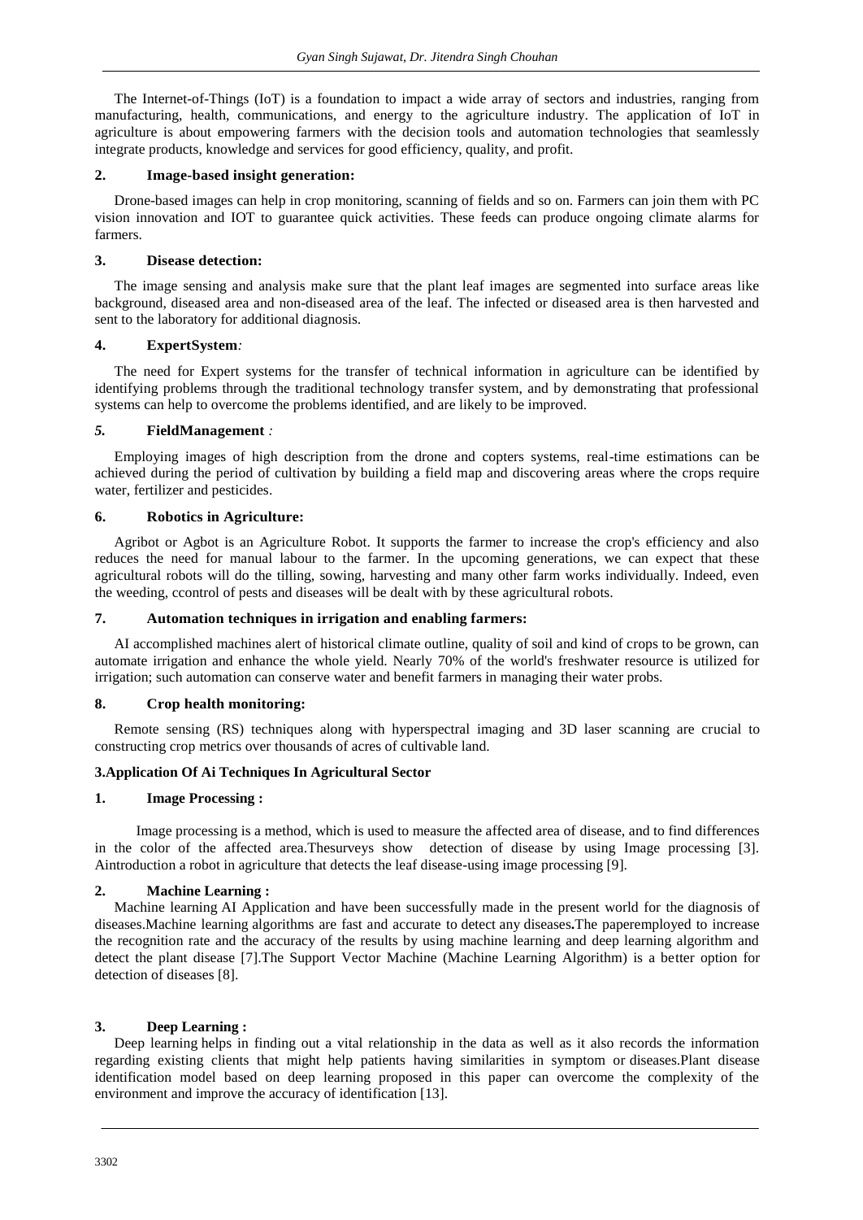The Internet-of-Things (IoT) is a foundation to impact a wide array of sectors and industries, ranging from manufacturing, health, communications, and energy to the agriculture industry. The application of IoT in agriculture is about empowering farmers with the decision tools and automation technologies that seamlessly integrate products, knowledge and services for good efficiency, quality, and profit.

**2. Image-based insight generation:**

Drone-based images can help in crop monitoring, scanning of fields and so on. Farmers can join them with PC vision innovation and IOT to guarantee quick activities. These feeds can produce ongoing climate alarms for farmers.

**3. Disease detection:**

The image sensing and analysis make sure that the plant leaf images are segmented into surface areas like background, diseased area and non-diseased area of the leaf. The infected or diseased area is then harvested and sent to the laboratory for additional diagnosis.

**4. ExpertSystem***:*

The need for Expert systems for the transfer of technical information in agriculture can be identified by identifying problems through the traditional technology transfer system, and by demonstrating that professional systems can help to overcome the problems identified, and are likely to be improved.

***5.* FieldManagement** *:*

Employing images of high description from the drone and copters systems, real-time estimations can be achieved during the period of cultivation by building a field map and discovering areas where the crops require water, fertilizer and pesticides.

**6. Robotics in Agriculture:**

Agribot or Agbot is an Agriculture Robot. It supports the farmer to increase the crop's efficiency and also reduces the need for manual labour to the farmer. In the upcoming generations, we can expect that these agricultural robots will do the tilling, sowing, harvesting and many other farm works individually. Indeed, even the weeding, ccontrol of pests and diseases will be dealt with by these agricultural robots.

**7. Automation techniques in irrigation and enabling farmers:**

AI accomplished machines alert of historical climate outline, quality of soil and kind of crops to be grown, can automate irrigation and enhance the whole yield. Nearly 70% of the world's freshwater resource is utilized for irrigation; such automation can conserve water and benefit farmers in managing their water probs.

**8. Crop health monitoring:**

Remote sensing (RS) techniques along with hyperspectral imaging and 3D laser scanning are crucial to constructing crop metrics over thousands of acres of cultivable land.

## 3.Application Of Ai Techniques In Agricultural Sector

**1. Image Processing :**

Image processing is a method, which is used to measure the affected area of disease, and to find differences in the color of the affected area.Thesurveys show detection of disease by using Image processing [3]. Aintroduction a robot in agriculture that detects the leaf disease-using image processing [9].

**2. Machine Learning :**

Machine learning AI Application and have been successfully made in the present world for the diagnosis of diseases.Machine learning algorithms are fast and accurate to detect any diseases**.**The paperemployed to increase the recognition rate and the accuracy of the results by using machine learning and deep learning algorithm and detect the plant disease [7].The Support Vector Machine (Machine Learning Algorithm) is a better option for detection of diseases [8].

**3. Deep Learning :**

Deep learning helps in finding out a vital relationship in the data as well as it also records the information regarding existing clients that might help patients having similarities in symptom or diseases.Plant disease identification model based on deep learning proposed in this paper can overcome the complexity of the environment and improve the accuracy of identification [13].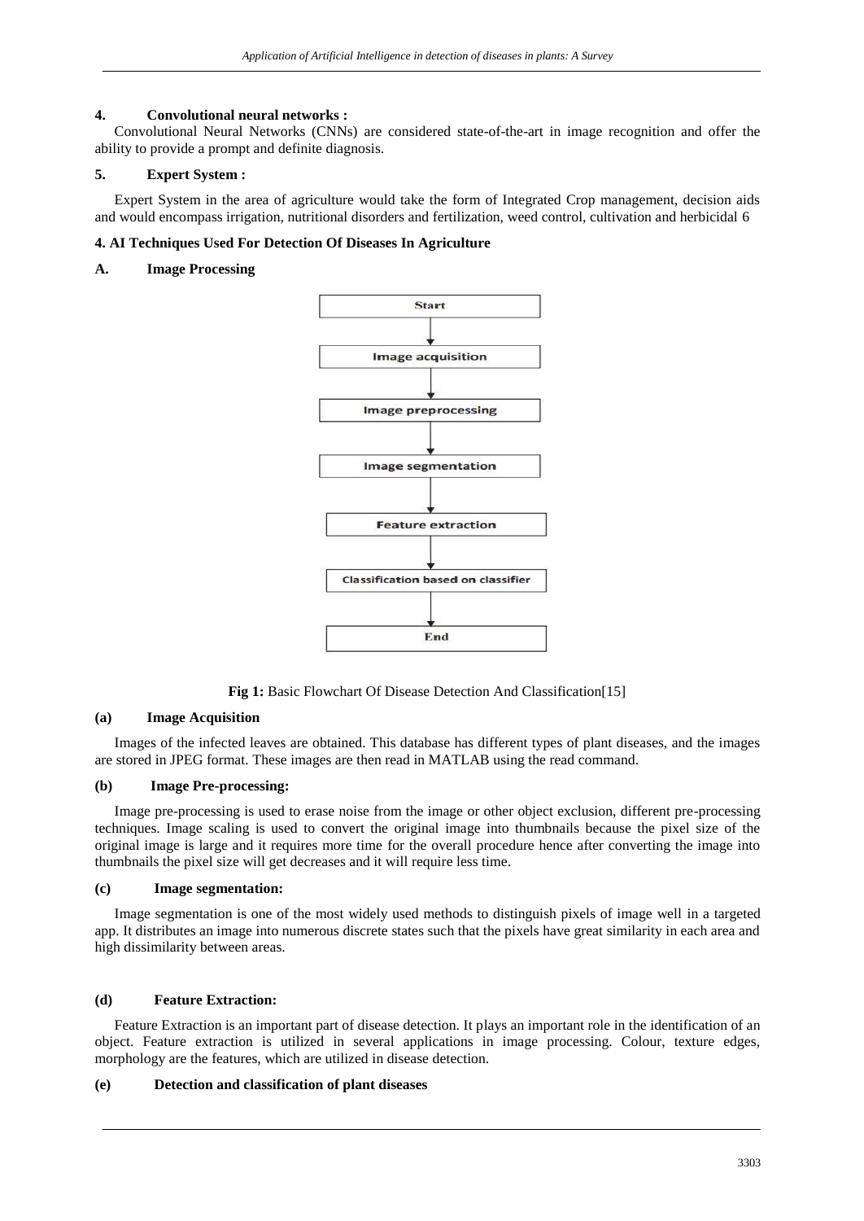**4. Convolutional neural networks :**

Convolutional Neural Networks (CNNs) are considered state-of-the-art in image recognition and offer the ability to provide a prompt and definite diagnosis.

**5. Expert System :**

Expert System in the area of agriculture would take the form of Integrated Crop management, decision aids and would encompass irrigation, nutritional disorders and fertilization, weed control, cultivation and herbicidal 6

## 4. AI Techniques Used For Detection Of Diseases In Agriculture

### A. Image Processing

Start → Image acquisition → Image preprocessing → Image segmentation → Feature extraction → Classification based on classifier → End

**Fig 1:** Basic Flowchart Of Disease Detection And Classification[15]

#### (a) Image Acquisition

Images of the infected leaves are obtained. This database has different types of plant diseases, and the images are stored in JPEG format. These images are then read in MATLAB using the read command.

#### (b) Image Pre-processing:

Image pre-processing is used to erase noise from the image or other object exclusion, different pre-processing techniques. Image scaling is used to convert the original image into thumbnails because the pixel size of the original image is large and it requires more time for the overall procedure hence after converting the image into thumbnails the pixel size will get decreases and it will require less time.

#### (c) Image segmentation:

Image segmentation is one of the most widely used methods to distinguish pixels of image well in a targeted app. It distributes an image into numerous discrete states such that the pixels have great similarity in each area and high dissimilarity between areas.

#### (d) Feature Extraction:

Feature Extraction is an important part of disease detection. It plays an important role in the identification of an object. Feature extraction is utilized in several applications in image processing. Colour, texture edges, morphology are the features, which are utilized in disease detection.

#### (e) Detection and classification of plant diseases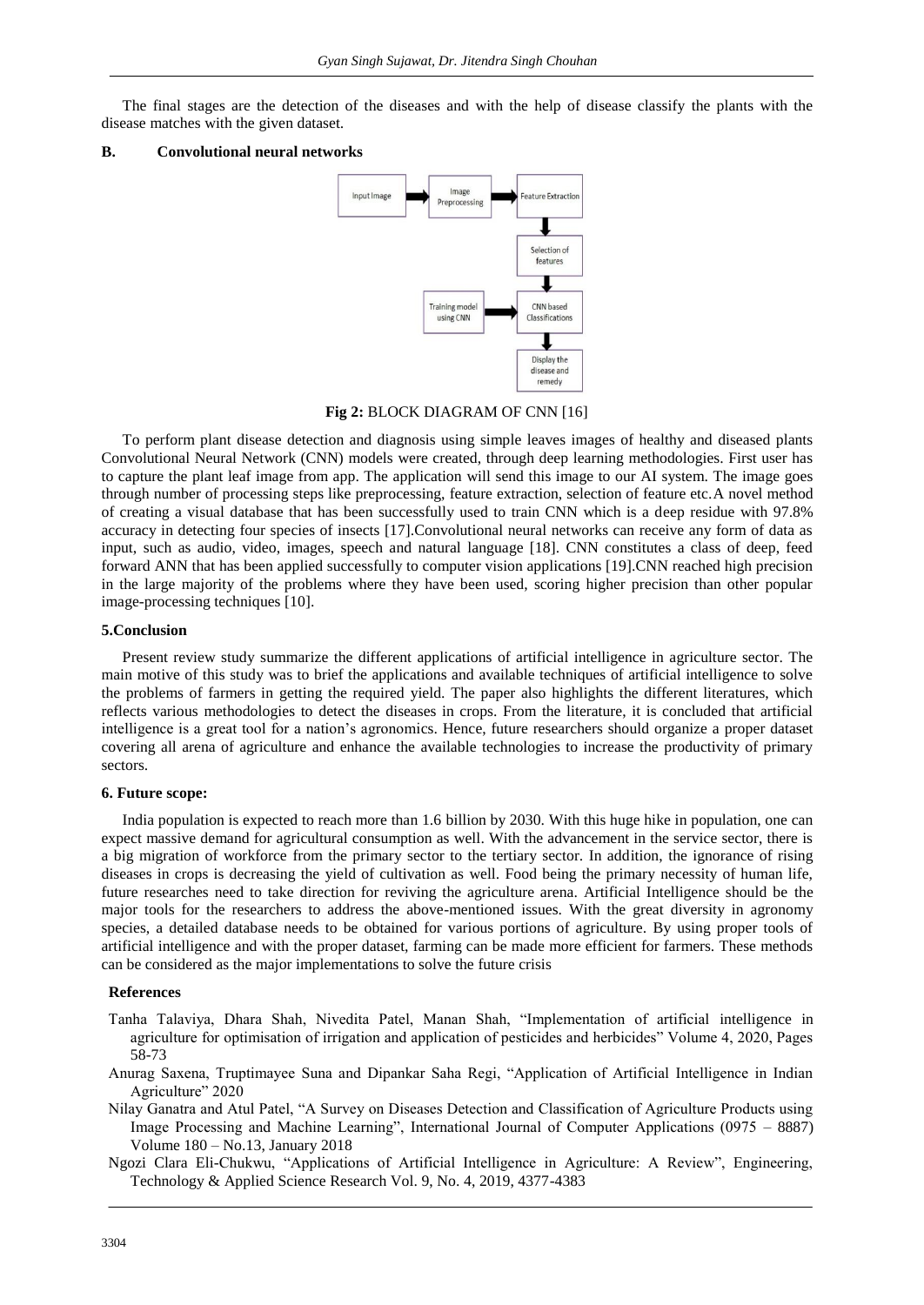The final stages are the detection of the diseases and with the help of disease classify the plants with the disease matches with the given dataset.

### B. Convolutional neural networks

Fig 2: BLOCK DIAGRAM OF CNN [16]

To perform plant disease detection and diagnosis using simple leaves images of healthy and diseased plants Convolutional Neural Network (CNN) models were created, through deep learning methodologies. First user has to capture the plant leaf image from app. The application will send this image to our AI system. The image goes through number of processing steps like preprocessing, feature extraction, selection of feature etc.A novel method of creating a visual database that has been successfully used to train CNN which is a deep residue with 97.8% accuracy in detecting four species of insects [17].Convolutional neural networks can receive any form of data as input, such as audio, video, images, speech and natural language [18]. CNN constitutes a class of deep, feed forward ANN that has been applied successfully to computer vision applications [19].CNN reached high precision in the large majority of the problems where they have been used, scoring higher precision than other popular image-processing techniques [10].

## 5.Conclusion

Present review study summarize the different applications of artificial intelligence in agriculture sector. The main motive of this study was to brief the applications and available techniques of artificial intelligence to solve the problems of farmers in getting the required yield. The paper also highlights the different literatures, which reflects various methodologies to detect the diseases in crops. From the literature, it is concluded that artificial intelligence is a great tool for a nation's agronomics. Hence, future researchers should organize a proper dataset covering all arena of agriculture and enhance the available technologies to increase the productivity of primary sectors.

## 6. Future scope:

India population is expected to reach more than 1.6 billion by 2030. With this huge hike in population, one can expect massive demand for agricultural consumption as well. With the advancement in the service sector, there is a big migration of workforce from the primary sector to the tertiary sector. In addition, the ignorance of rising diseases in crops is decreasing the yield of cultivation as well. Food being the primary necessity of human life, future researches need to take direction for reviving the agriculture arena. Artificial Intelligence should be the major tools for the researchers to address the above-mentioned issues. With the great diversity in agronomy species, a detailed database needs to be obtained for various portions of agriculture. By using proper tools of artificial intelligence and with the proper dataset, farming can be made more efficient for farmers. These methods can be considered as the major implementations to solve the future crisis

## References

Tanha Talaviya, Dhara Shah, Nivedita Patel, Manan Shah, "Implementation of artificial intelligence in agriculture for optimisation of irrigation and application of pesticides and herbicides" Volume 4, 2020, Pages 58-73

Anurag Saxena, Truptimayee Suna and Dipankar Saha Regi, "Application of Artificial Intelligence in Indian Agriculture" 2020

Nilay Ganatra and Atul Patel, "A Survey on Diseases Detection and Classification of Agriculture Products using Image Processing and Machine Learning", International Journal of Computer Applications (0975 – 8887) Volume 180 – No.13, January 2018

Ngozi Clara Eli-Chukwu, "Applications of Artificial Intelligence in Agriculture: A Review", Engineering, Technology & Applied Science Research Vol. 9, No. 4, 2019, 4377-4383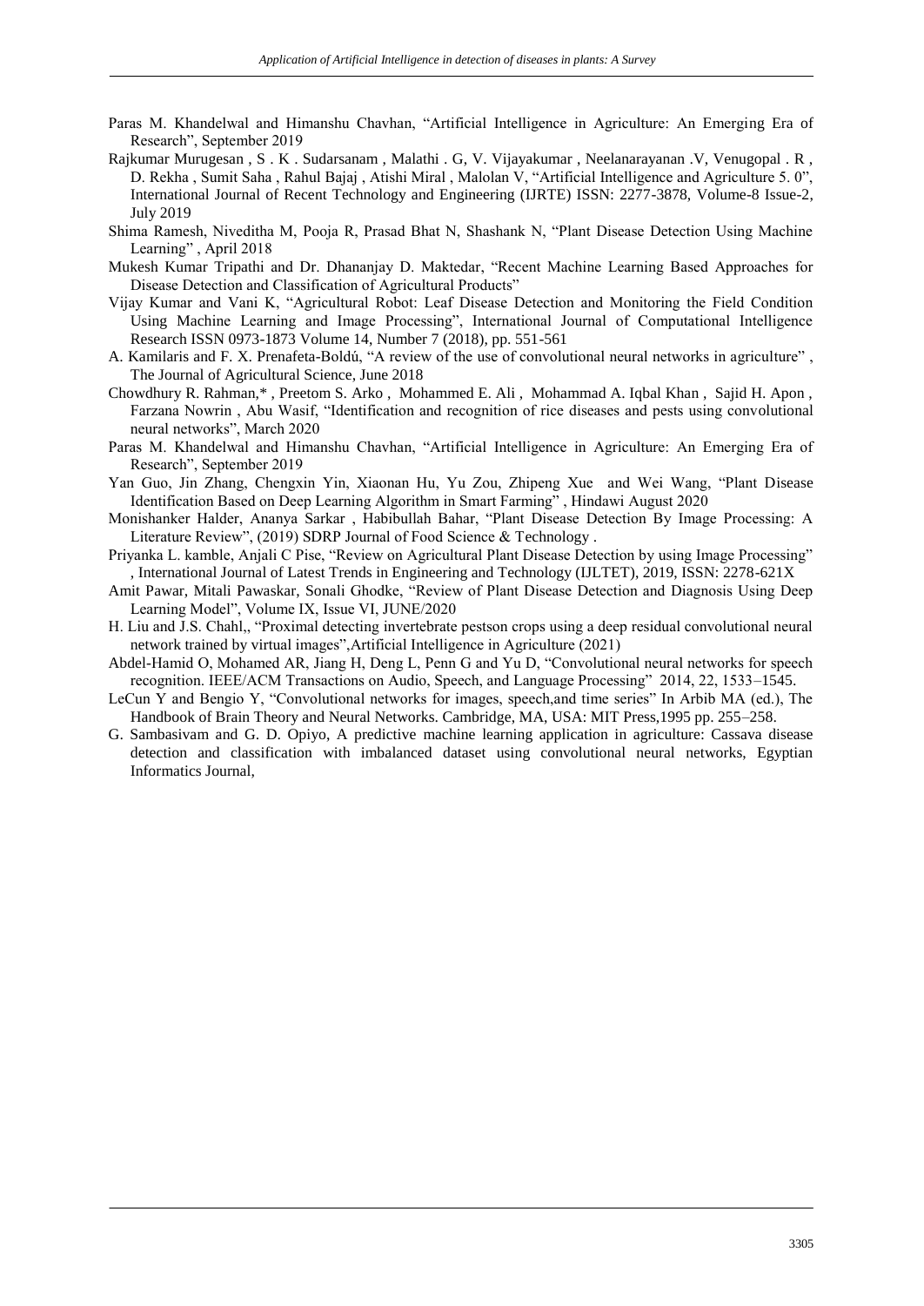Paras M. Khandelwal and Himanshu Chavhan, "Artificial Intelligence in Agriculture: An Emerging Era of Research", September 2019

Rajkumar Murugesan , S . K . Sudarsanam , Malathi . G, V. Vijayakumar , Neelanarayanan .V, Venugopal . R , D. Rekha , Sumit Saha , Rahul Bajaj , Atishi Miral , Malolan V, "Artificial Intelligence and Agriculture 5. 0", International Journal of Recent Technology and Engineering (IJRTE) ISSN: 2277-3878, Volume-8 Issue-2, July 2019

Shima Ramesh, Niveditha M, Pooja R, Prasad Bhat N, Shashank N, "Plant Disease Detection Using Machine Learning" , April 2018

Mukesh Kumar Tripathi and Dr. Dhananjay D. Maktedar, "Recent Machine Learning Based Approaches for Disease Detection and Classification of Agricultural Products"

Vijay Kumar and Vani K, "Agricultural Robot: Leaf Disease Detection and Monitoring the Field Condition Using Machine Learning and Image Processing", International Journal of Computational Intelligence Research ISSN 0973-1873 Volume 14, Number 7 (2018), pp. 551-561

A. Kamilaris and F. X. Prenafeta-Boldú, "A review of the use of convolutional neural networks in agriculture" , The Journal of Agricultural Science, June 2018

Chowdhury R. Rahman,* , Preetom S. Arko , Mohammed E. Ali , Mohammad A. Iqbal Khan , Sajid H. Apon , Farzana Nowrin , Abu Wasif, "Identification and recognition of rice diseases and pests using convolutional neural networks", March 2020

Paras M. Khandelwal and Himanshu Chavhan, "Artificial Intelligence in Agriculture: An Emerging Era of Research", September 2019

Yan Guo, Jin Zhang, Chengxin Yin, Xiaonan Hu, Yu Zou, Zhipeng Xue and Wei Wang, "Plant Disease Identification Based on Deep Learning Algorithm in Smart Farming" , Hindawi August 2020

Monishanker Halder, Ananya Sarkar , Habibullah Bahar, "Plant Disease Detection By Image Processing: A Literature Review", (2019) SDRP Journal of Food Science & Technology .

Priyanka L. kamble, Anjali C Pise, "Review on Agricultural Plant Disease Detection by using Image Processing" , International Journal of Latest Trends in Engineering and Technology (IJLTET), 2019, ISSN: 2278-621X

Amit Pawar, Mitali Pawaskar, Sonali Ghodke, "Review of Plant Disease Detection and Diagnosis Using Deep Learning Model", Volume IX, Issue VI, JUNE/2020

H. Liu and J.S. Chahl,, "Proximal detecting invertebrate pestson crops using a deep residual convolutional neural network trained by virtual images",Artificial Intelligence in Agriculture (2021)

Abdel-Hamid O, Mohamed AR, Jiang H, Deng L, Penn G and Yu D, "Convolutional neural networks for speech recognition. IEEE/ACM Transactions on Audio, Speech, and Language Processing" 2014, 22, 1533–1545.

LeCun Y and Bengio Y, "Convolutional networks for images, speech,and time series" In Arbib MA (ed.), The Handbook of Brain Theory and Neural Networks. Cambridge, MA, USA: MIT Press,1995 pp. 255–258.

G. Sambasivam and G. D. Opiyo, A predictive machine learning application in agriculture: Cassava disease detection and classification with imbalanced dataset using convolutional neural networks, Egyptian Informatics Journal,